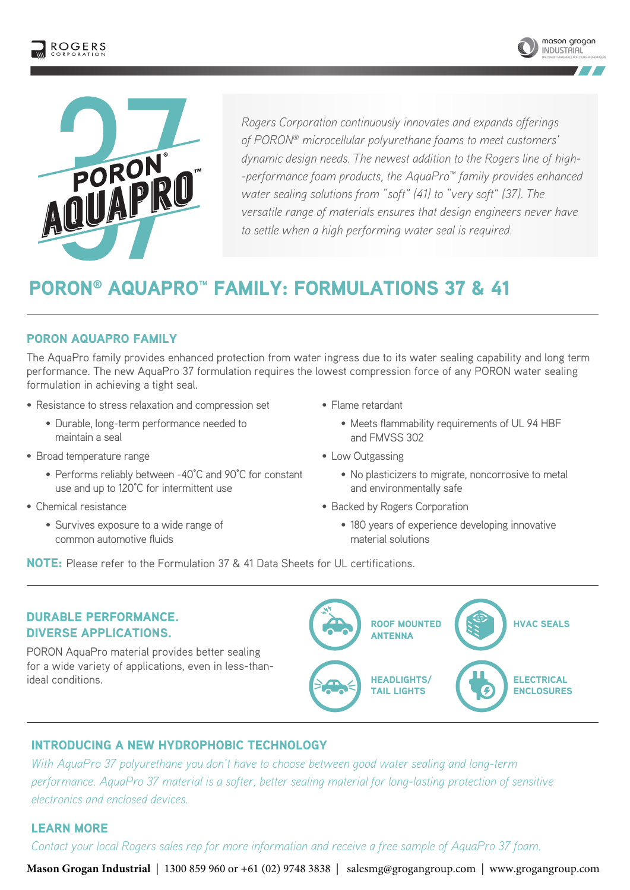*Rogers Corporation continuously innovates and expands offerings of PORON® microcellular polyurethane foams to meet customers' dynamic design needs. The newest addition to the Rogers line of high--performance foam products, the AquaPro™ family provides enhanced water sealing solutions from "soft" (41) to "very soft" (37). The versatile range of materials ensures that design engineers never have to settle when a high performing water seal is required.*

# PORON® AQUAPRO™ FAMILY: FORMULATIONS 37 & 41

## PORON AQUAPRO FAMILY

The AquaPro family provides enhanced protection from water ingress due to its water sealing capability and long term performance. The new AquaPro 37 formulation requires the lowest compression force of any PORON water sealing formulation in achieving a tight seal.

- Resistance to stress relaxation and compression set
  - Durable, long-term performance needed to maintain a seal
- Broad temperature range
  - Performs reliably between -40˚C and 90˚C for constant use and up to 120˚C for intermittent use
- Chemical resistance
  - Survives exposure to a wide range of common automotive fluids
- Flame retardant
  - Meets flammability requirements of UL 94 HBF and FMVSS 302
- Low Outgassing
  - No plasticizers to migrate, noncorrosive to metal and environmentally safe
- Backed by Rogers Corporation
  - 180 years of experience developing innovative material solutions

**NOTE:** Please refer to the Formulation 37 & 41 Data Sheets for UL certifications.

## DURABLE PERFORMANCE. DIVERSE APPLICATIONS.

PORON AquaPro material provides better sealing for a wide variety of applications, even in less-than-ideal conditions.

- ROOF MOUNTED ANTENNA
- HVAC SEALS
- HEADLIGHTS/ TAIL LIGHTS
- ELECTRICAL ENCLOSURES

## INTRODUCING A NEW HYDROPHOBIC TECHNOLOGY

*With AquaPro 37 polyurethane you don't have to choose between good water sealing and long-term performance. AquaPro 37 material is a softer, better sealing material for long-lasting protection of sensitive electronics and enclosed devices.*

## LEARN MORE

*Contact your local Rogers sales rep for more information and receive a free sample of AquaPro 37 foam.*

**Mason Grogan Industrial** | 1300 859 960 or +61 (02) 9748 3838 | salesmg@grogangroup.com | www.grogangroup.com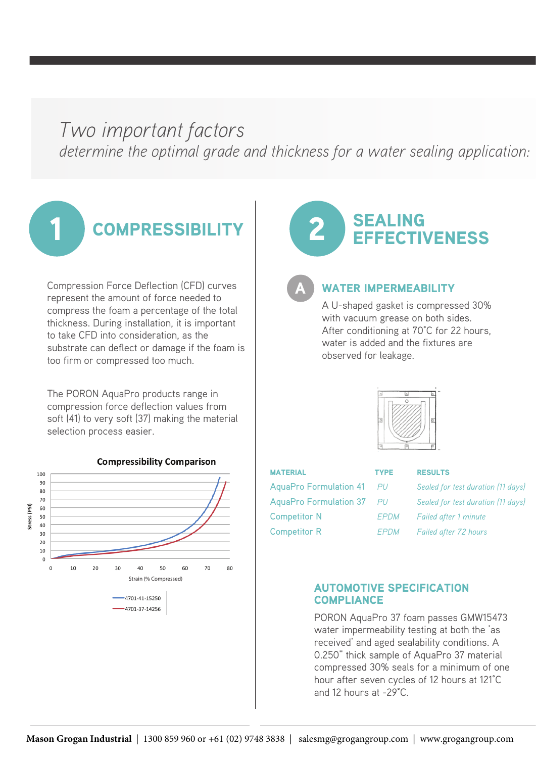*Two important factors*

*determine the optimal grade and thickness for a water sealing application:*

# 1 COMPRESSIBILITY

Compression Force Deflection (CFD) curves represent the amount of force needed to compress the foam a percentage of the total thickness. During installation, it is important to take CFD into consideration, as the substrate can deflect or damage if the foam is too firm or compressed too much.

The PORON AquaPro products range in compression force deflection values from soft (41) to very soft (37) making the material selection process easier.

**Compressibility Comparison**

Stress (PSI) vs. Strain (% Compressed)

- 4701-41-15250
- 4701-37-14256

# 2 SEALING EFFECTIVENESS

## A WATER IMPERMEABILITY

A U-shaped gasket is compressed 30% with vacuum grease on both sides. After conditioning at 70˚C for 22 hours, water is added and the fixtures are observed for leakage.

| MATERIAL | TYPE | RESULTS |
|---|---|---|
| AquaPro Formulation 41 | *PU* | *Sealed for test duration (11 days)* |
| AquaPro Formulation 37 | *PU* | *Sealed for test duration (11 days)* |
| Competitor N | *EPDM* | *Failed after 1 minute* |
| Competitor R | *EPDM* | *Failed after 72 hours* |

## AUTOMOTIVE SPECIFICATION COMPLIANCE

PORON AquaPro 37 foam passes GMW15473 water impermeability testing at both the 'as received' and aged sealability conditions. A 0.250" thick sample of AquaPro 37 material compressed 30% seals for a minimum of one hour after seven cycles of 12 hours at 121˚C and 12 hours at -29˚C.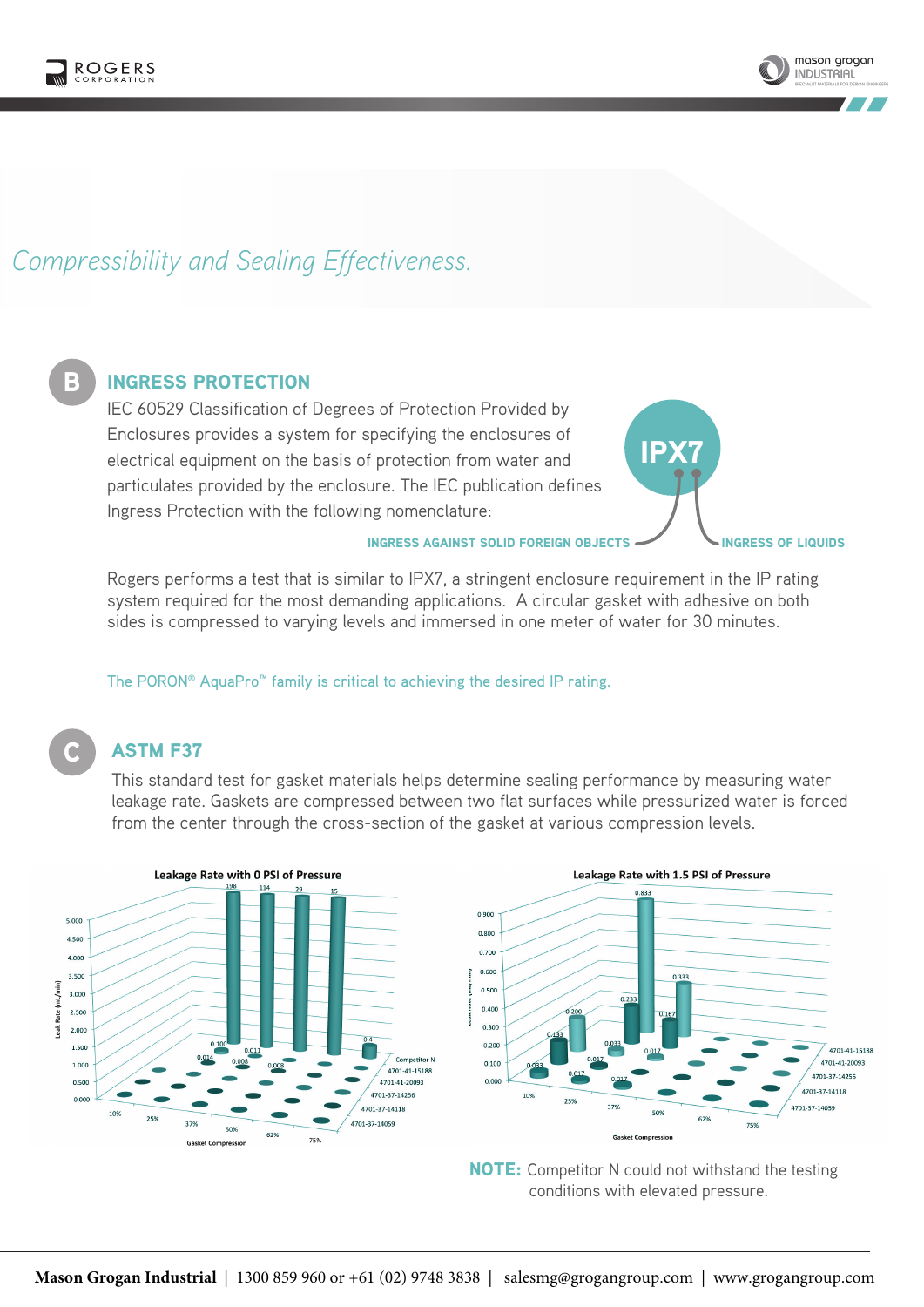## *Compressibility and Sealing Effectiveness.*

## B INGRESS PROTECTION

IEC 60529 Classification of Degrees of Protection Provided by Enclosures provides a system for specifying the enclosures of electrical equipment on the basis of protection from water and particulates provided by the enclosure. The IEC publication defines Ingress Protection with the following nomenclature:

IPX7

INGRESS AGAINST SOLID FOREIGN OBJECTS

INGRESS OF LIQUIDS

Rogers performs a test that is similar to IPX7, a stringent enclosure requirement in the IP rating system required for the most demanding applications. A circular gasket with adhesive on both sides is compressed to varying levels and immersed in one meter of water for 30 minutes.

The PORON® AquaPro™ family is critical to achieving the desired IP rating.

## C ASTM F37

This standard test for gasket materials helps determine sealing performance by measuring water leakage rate. Gaskets are compressed between two flat surfaces while pressurized water is forced from the center through the cross-section of the gasket at various compression levels.

Leakage Rate with 0 PSI of Pressure

Leak Rate (mL/min)

0.000, 0.500, 1.000, 1.500, 2.000, 2.500, 3.000, 3.500, 4.000, 4.500, 5.000

198, 114, 29, 15, 0.4, 0.100, 0.014, 0.008, 0.011, 0.008

Gasket Compression: 10%, 25%, 37%, 50%, 62%, 75%

Competitor N, 4701-41-15188, 4701-41-20093, 4701-37-14256, 4701-37-14118, 4701-37-14059

Leakage Rate with 1.5 PSI of Pressure

Leak Rate (mL/min)

0.000, 0.100, 0.200, 0.300, 0.400, 0.500, 0.600, 0.700, 0.800, 0.900

0.833, 0.333, 0.233, 0.167, 0.200, 0.133, 0.033, 0.017, 0.033, 0.017, 0.017, 0.017

Gasket Compression: 10%, 25%, 37%, 50%, 62%, 75%

4701-41-15188, 4701-41-20093, 4701-37-14256, 4701-37-14118, 4701-37-14059

**NOTE:** Competitor N could not withstand the testing conditions with elevated pressure.

**Mason Grogan Industrial** | 1300 859 960 or +61 (02) 9748 3838 | salesmg@grogangroup.com | www.grogangroup.com